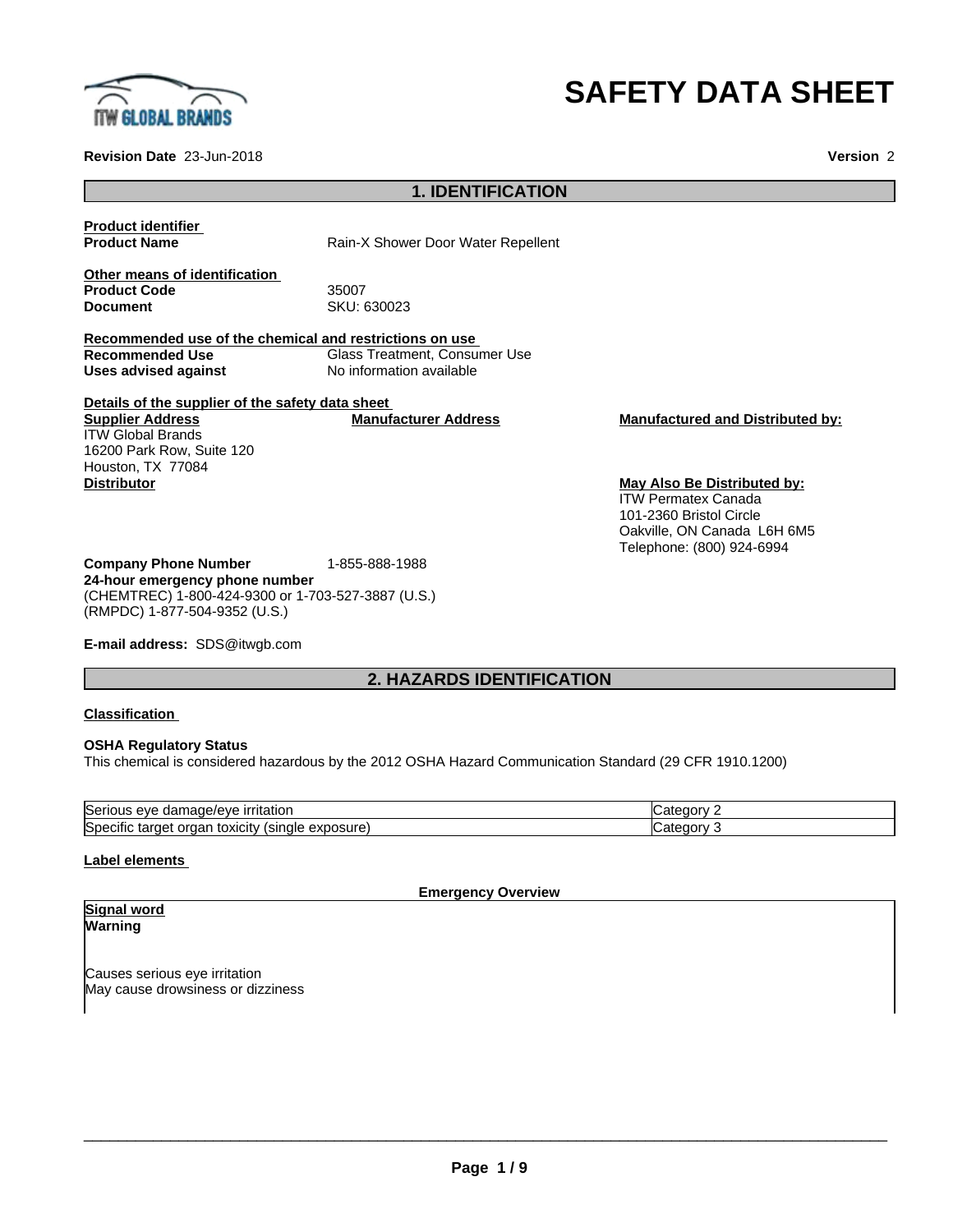# SAFETY DATA SHEET

**Revision Date** 23-Jun-2018 **Version** 2

## 1. IDENTIFICATION

**Product identifier**

**Product Name** Rain-X Shower Door Water Repellent

**Other means of identification**

**Product Code** 35007

**Document** SKU: 630023

**Recommended use of the chemical and restrictions on use**

**Recommended Use** Glass Treatment, Consumer Use

**Uses advised against** No information available

**Details of the supplier of the safety data sheet**

**Supplier Address**
ITW Global Brands
16200 Park Row, Suite 120
Houston, TX 77084

**Manufacturer Address**

**Manufactured and Distributed by:**

**Distributor**

**May Also Be Distributed by:**
ITW Permatex Canada
101-2360 Bristol Circle
Oakville, ON Canada L6H 6M5
Telephone: (800) 924-6994

**Company Phone Number** 1-855-888-1988

**24-hour emergency phone number**
(CHEMTREC) 1-800-424-9300 or 1-703-527-3887 (U.S.)
(RMPDC) 1-877-504-9352 (U.S.)

**E-mail address:** SDS@itwgb.com

## 2. HAZARDS IDENTIFICATION

**Classification**

**OSHA Regulatory Status**

This chemical is considered hazardous by the 2012 OSHA Hazard Communication Standard (29 CFR 1910.1200)

| | |
|---|---|
| Serious eye damage/eye irritation | Category 2 |
| Specific target organ toxicity (single exposure) | Category 3 |

**Label elements**

**Emergency Overview**

**Signal word**
**Warning**

Causes serious eye irritation
May cause drowsiness or dizziness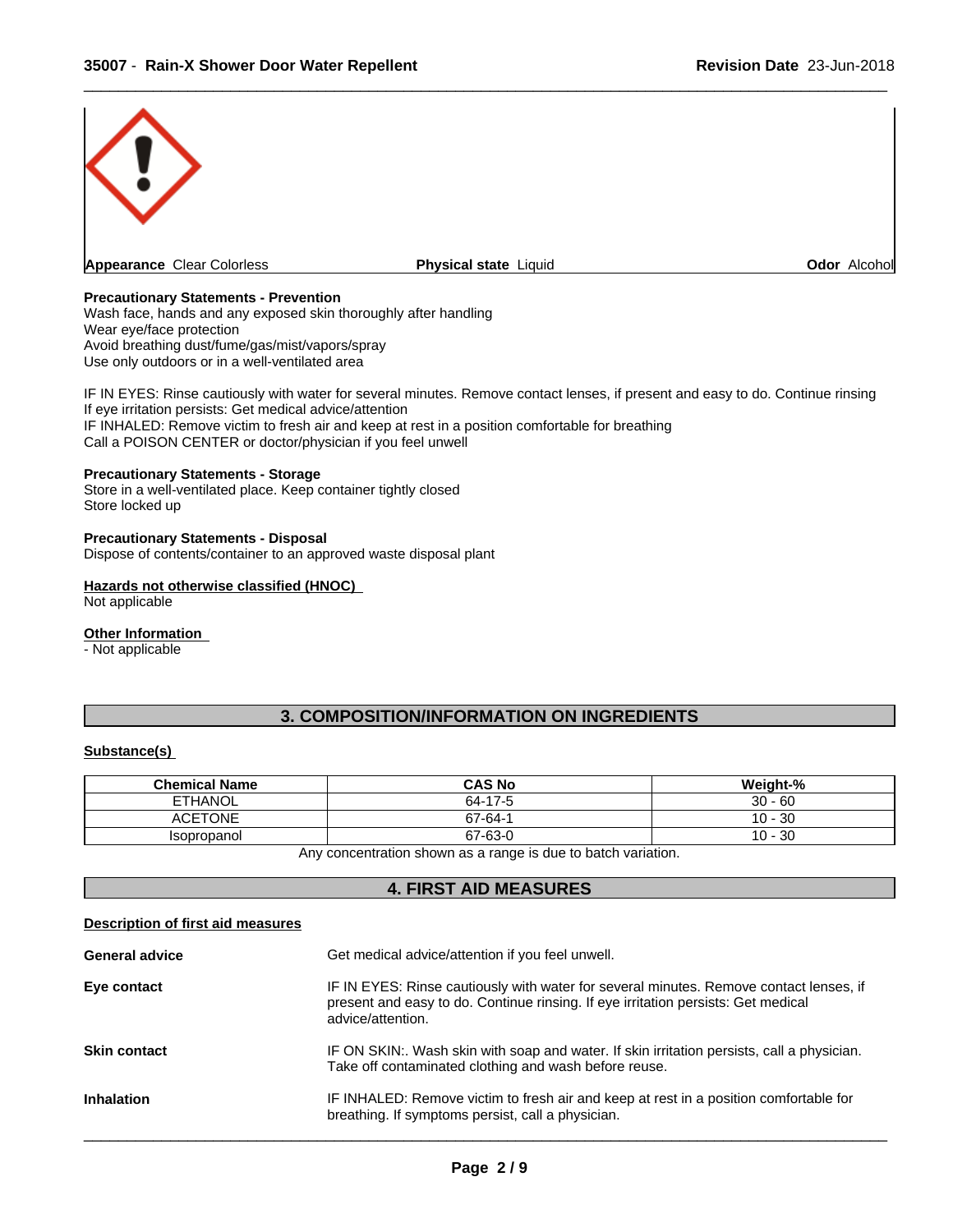**Appearance** Clear Colorless **Physical state** Liquid **Odor** Alcohol

**Precautionary Statements - Prevention**
Wash face, hands and any exposed skin thoroughly after handling
Wear eye/face protection
Avoid breathing dust/fume/gas/mist/vapors/spray
Use only outdoors or in a well-ventilated area

IF IN EYES: Rinse cautiously with water for several minutes. Remove contact lenses, if present and easy to do. Continue rinsing
If eye irritation persists: Get medical advice/attention
IF INHALED: Remove victim to fresh air and keep at rest in a position comfortable for breathing
Call a POISON CENTER or doctor/physician if you feel unwell

**Precautionary Statements - Storage**
Store in a well-ventilated place. Keep container tightly closed
Store locked up

**Precautionary Statements - Disposal**
Dispose of contents/container to an approved waste disposal plant

**Hazards not otherwise classified (HNOC)**
Not applicable

**Other Information**
- Not applicable

## 3. COMPOSITION/INFORMATION ON INGREDIENTS

**Substance(s)**

| Chemical Name | CAS No | Weight-% |
|---|---|---|
| ETHANOL | 64-17-5 | 30 - 60 |
| ACETONE | 67-64-1 | 10 - 30 |
| Isopropanol | 67-63-0 | 10 - 30 |

Any concentration shown as a range is due to batch variation.

## 4. FIRST AID MEASURES

**Description of first aid measures**

**General advice**
Get medical advice/attention if you feel unwell.

**Eye contact**
IF IN EYES: Rinse cautiously with water for several minutes. Remove contact lenses, if present and easy to do. Continue rinsing. If eye irritation persists: Get medical advice/attention.

**Skin contact**
IF ON SKIN:. Wash skin with soap and water. If skin irritation persists, call a physician. Take off contaminated clothing and wash before reuse.

**Inhalation**
IF INHALED: Remove victim to fresh air and keep at rest in a position comfortable for breathing. If symptoms persist, call a physician.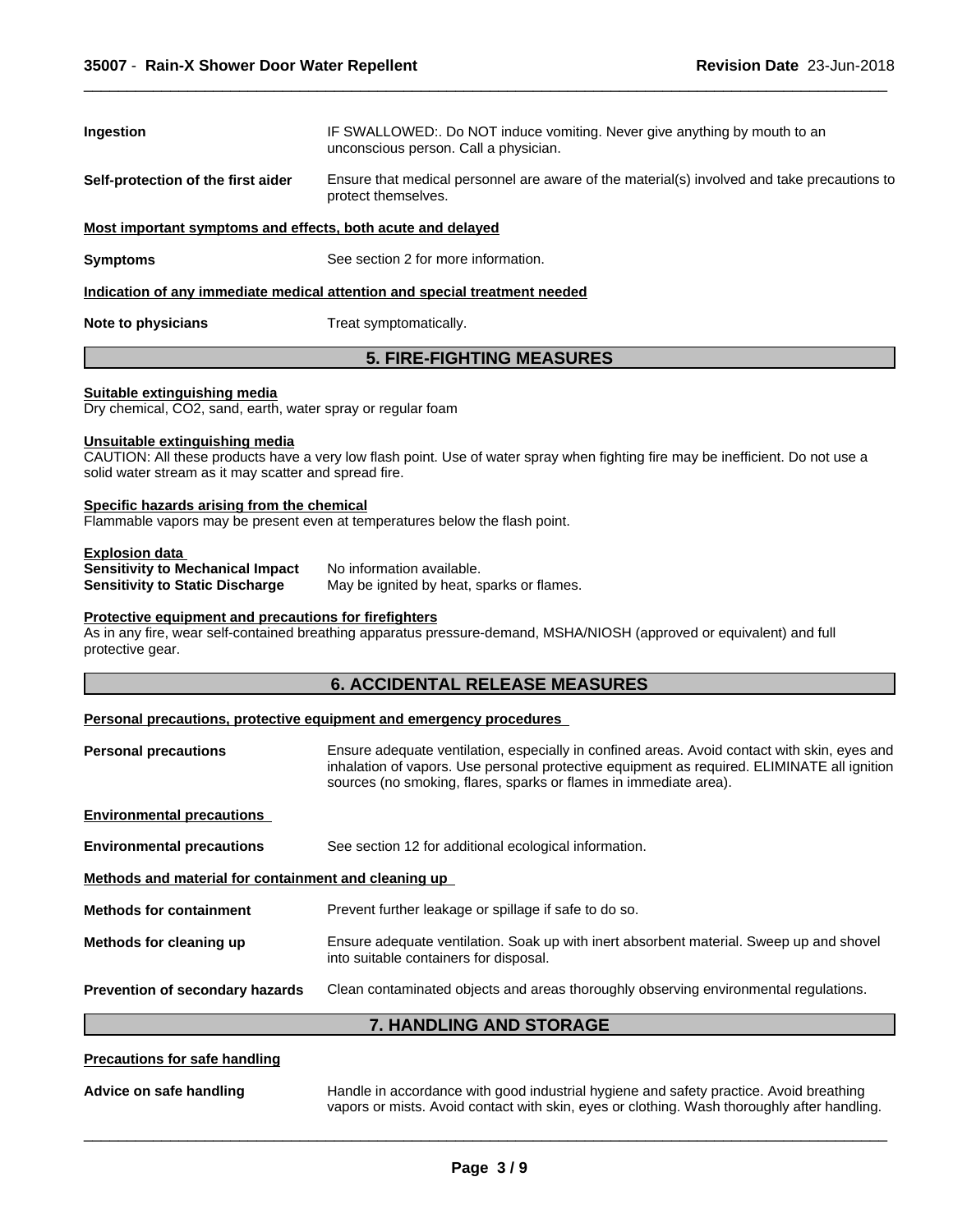**Ingestion** IF SWALLOWED:. Do NOT induce vomiting. Never give anything by mouth to an unconscious person. Call a physician.

**Self-protection of the first aider** Ensure that medical personnel are aware of the material(s) involved and take precautions to protect themselves.

**Most important symptoms and effects, both acute and delayed**

**Symptoms** See section 2 for more information.

**Indication of any immediate medical attention and special treatment needed**

**Note to physicians** Treat symptomatically.

## 5. FIRE-FIGHTING MEASURES

**Suitable extinguishing media**

Dry chemical, $CO_2$, sand, earth, water spray or regular foam

**Unsuitable extinguishing media**

CAUTION: All these products have a very low flash point. Use of water spray when fighting fire may be inefficient. Do not use a solid water stream as it may scatter and spread fire.

**Specific hazards arising from the chemical**

Flammable vapors may be present even at temperatures below the flash point.

**Explosion data**

**Sensitivity to Mechanical Impact** No information available.

**Sensitivity to Static Discharge** May be ignited by heat, sparks or flames.

**Protective equipment and precautions for firefighters**

As in any fire, wear self-contained breathing apparatus pressure-demand, MSHA/NIOSH (approved or equivalent) and full protective gear.

## 6. ACCIDENTAL RELEASE MEASURES

**Personal precautions, protective equipment and emergency procedures**

**Personal precautions** Ensure adequate ventilation, especially in confined areas. Avoid contact with skin, eyes and inhalation of vapors. Use personal protective equipment as required. ELIMINATE all ignition sources (no smoking, flares, sparks or flames in immediate area).

**Environmental precautions**

**Environmental precautions** See section 12 for additional ecological information.

**Methods and material for containment and cleaning up**

**Methods for containment** Prevent further leakage or spillage if safe to do so.

**Methods for cleaning up** Ensure adequate ventilation. Soak up with inert absorbent material. Sweep up and shovel into suitable containers for disposal.

**Prevention of secondary hazards** Clean contaminated objects and areas thoroughly observing environmental regulations.

## 7. HANDLING AND STORAGE

**Precautions for safe handling**

**Advice on safe handling** Handle in accordance with good industrial hygiene and safety practice. Avoid breathing vapors or mists. Avoid contact with skin, eyes or clothing. Wash thoroughly after handling.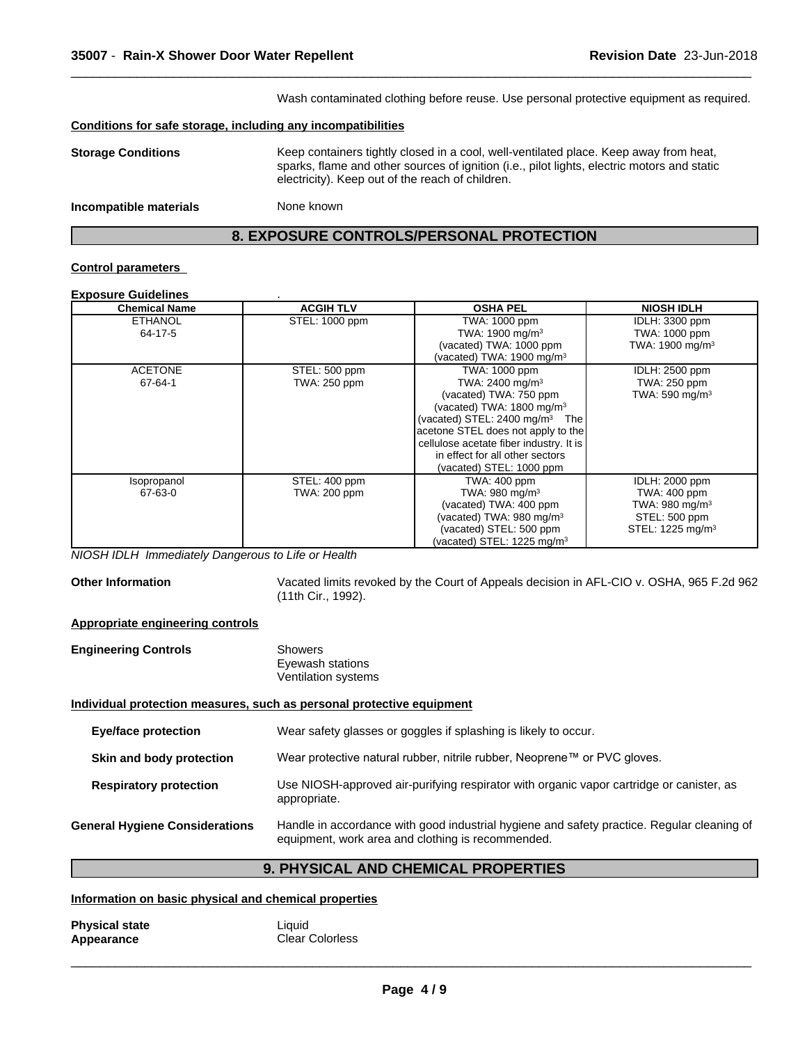Wash contaminated clothing before reuse. Use personal protective equipment as required.

**Conditions for safe storage, including any incompatibilities**

**Storage Conditions** Keep containers tightly closed in a cool, well-ventilated place. Keep away from heat, sparks, flame and other sources of ignition (i.e., pilot lights, electric motors and static electricity). Keep out of the reach of children.

**Incompatible materials** None known

## 8. EXPOSURE CONTROLS/PERSONAL PROTECTION

**Control parameters**

**Exposure Guidelines** .

| Chemical Name | ACGIH TLV | OSHA PEL | NIOSH IDLH |
|---|---|---|---|
| ETHANOL<br>64-17-5 | STEL: 1000 ppm | TWA: 1000 ppm<br>TWA: 1900 mg/m³<br>(vacated) TWA: 1000 ppm<br>(vacated) TWA: 1900 mg/m³ | IDLH: 3300 ppm<br>TWA: 1000 ppm<br>TWA: 1900 mg/m³ |
| ACETONE<br>67-64-1 | STEL: 500 ppm<br>TWA: 250 ppm | TWA: 1000 ppm<br>TWA: 2400 mg/m³<br>(vacated) TWA: 750 ppm<br>(vacated) TWA: 1800 mg/m³<br>(vacated) STEL: 2400 mg/m³ The acetone STEL does not apply to the cellulose acetate fiber industry. It is in effect for all other sectors<br>(vacated) STEL: 1000 ppm | IDLH: 2500 ppm<br>TWA: 250 ppm<br>TWA: 590 mg/m³ |
| Isopropanol<br>67-63-0 | STEL: 400 ppm<br>TWA: 200 ppm | TWA: 400 ppm<br>TWA: 980 mg/m³<br>(vacated) TWA: 400 ppm<br>(vacated) TWA: 980 mg/m³<br>(vacated) STEL: 500 ppm<br>(vacated) STEL: 1225 mg/m³ | IDLH: 2000 ppm<br>TWA: 400 ppm<br>TWA: 980 mg/m³<br>STEL: 500 ppm<br>STEL: 1225 mg/m³ |

*NIOSH IDLH Immediately Dangerous to Life or Health*

**Other Information** Vacated limits revoked by the Court of Appeals decision in AFL-CIO v. OSHA, 965 F.2d 962 (11th Cir., 1992).

**Appropriate engineering controls**

**Engineering Controls** Showers
Eyewash stations
Ventilation systems

**Individual protection measures, such as personal protective equipment**

**Eye/face protection** Wear safety glasses or goggles if splashing is likely to occur.

**Skin and body protection** Wear protective natural rubber, nitrile rubber, Neoprene™ or PVC gloves.

**Respiratory protection** Use NIOSH-approved air-purifying respirator with organic vapor cartridge or canister, as appropriate.

**General Hygiene Considerations** Handle in accordance with good industrial hygiene and safety practice. Regular cleaning of equipment, work area and clothing is recommended.

## 9. PHYSICAL AND CHEMICAL PROPERTIES

**Information on basic physical and chemical properties**

**Physical state** Liquid
**Appearance** Clear Colorless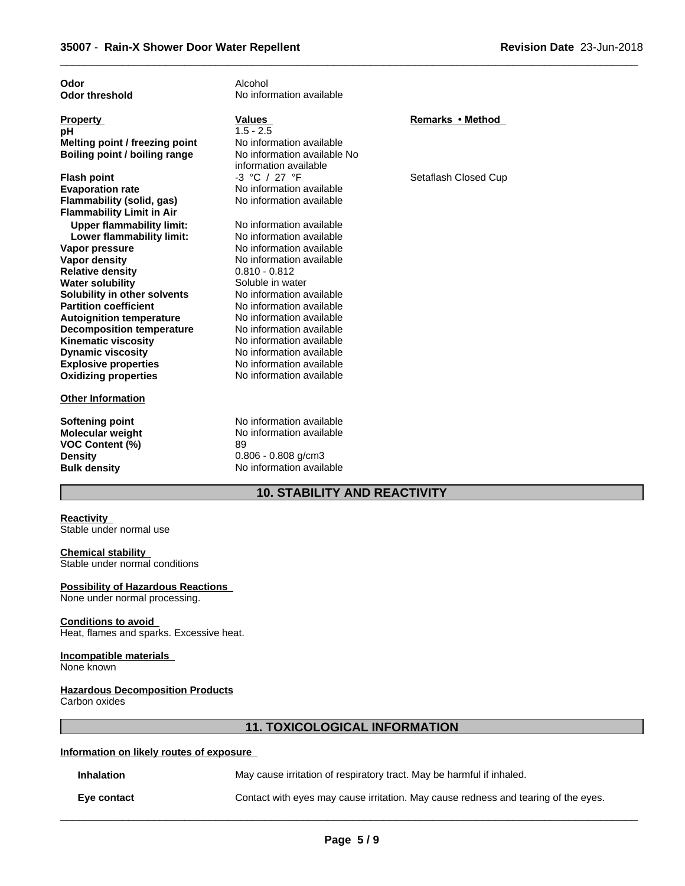| | | |
|---|---|---|
| **Odor** | Alcohol | |
| **Odor threshold** | No information available | |

| **Property** | **Values** | **Remarks • Method** |
|---|---|---|
| **pH** | 1.5 - 2.5 | |
| **Melting point / freezing point** | No information available | |
| **Boiling point / boiling range** | No information available No information available | |
| **Flash point** | -3 °C / 27 °F | Setaflash Closed Cup |
| **Evaporation rate** | No information available | |
| **Flammability (solid, gas)** | No information available | |
| **Flammability Limit in Air** | | |
| **Upper flammability limit:** | No information available | |
| **Lower flammability limit:** | No information available | |
| **Vapor pressure** | No information available | |
| **Vapor density** | No information available | |
| **Relative density** | 0.810 - 0.812 | |
| **Water solubility** | Soluble in water | |
| **Solubility in other solvents** | No information available | |
| **Partition coefficient** | No information available | |
| **Autoignition temperature** | No information available | |
| **Decomposition temperature** | No information available | |
| **Kinematic viscosity** | No information available | |
| **Dynamic viscosity** | No information available | |
| **Explosive properties** | No information available | |
| **Oxidizing properties** | No information available | |

**Other Information**

| | |
|---|---|
| **Softening point** | No information available |
| **Molecular weight** | No information available |
| **VOC Content (%)** | 89 |
| **Density** | 0.806 - 0.808 g/cm3 |
| **Bulk density** | No information available |

## 10. STABILITY AND REACTIVITY

**Reactivity**
Stable under normal use

**Chemical stability**
Stable under normal conditions

**Possibility of Hazardous Reactions**
None under normal processing.

**Conditions to avoid**
Heat, flames and sparks. Excessive heat.

**Incompatible materials**
None known

**Hazardous Decomposition Products**
Carbon oxides

## 11. TOXICOLOGICAL INFORMATION

**Information on likely routes of exposure**

| | |
|---|---|
| **Inhalation** | May cause irritation of respiratory tract. May be harmful if inhaled. |
| **Eye contact** | Contact with eyes may cause irritation. May cause redness and tearing of the eyes. |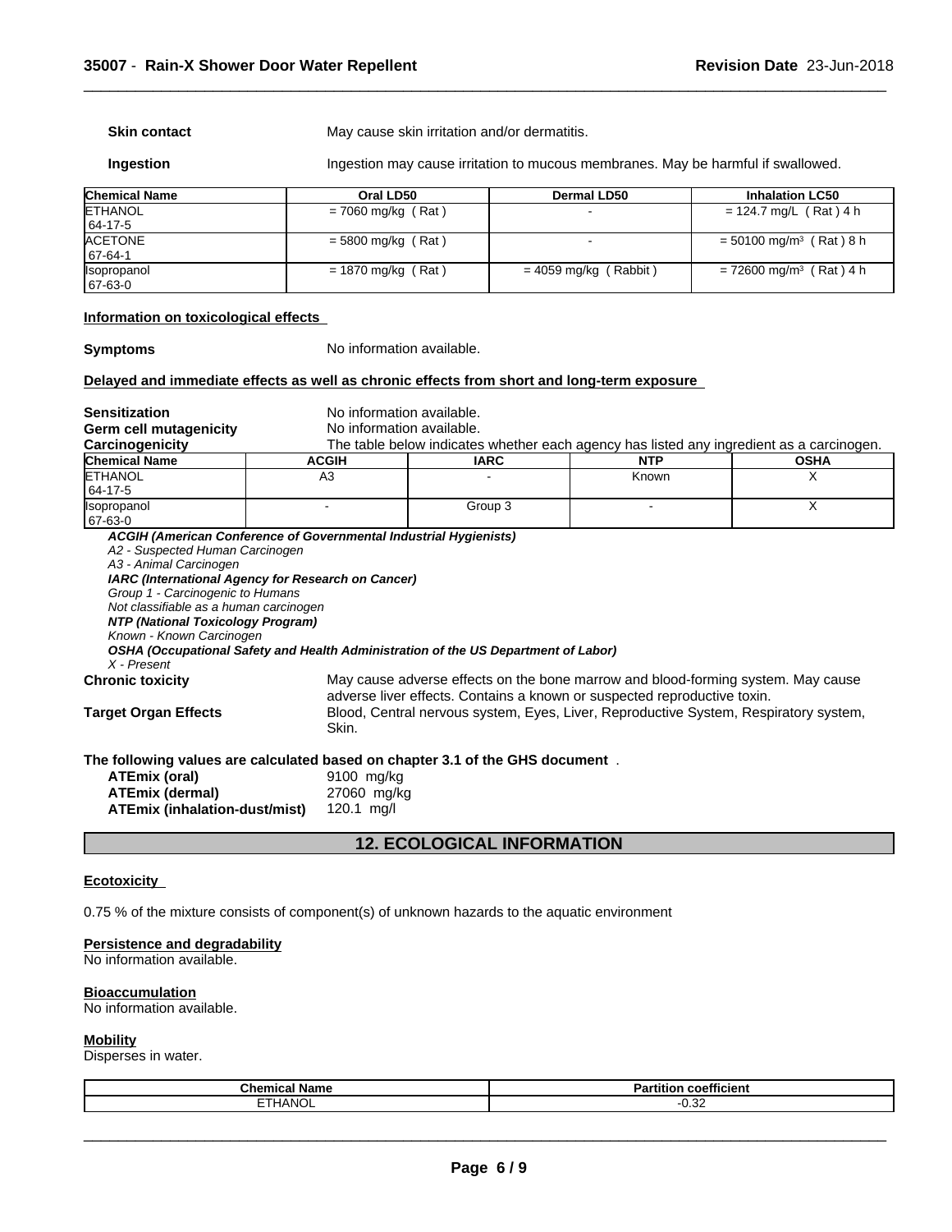**Skin contact** May cause skin irritation and/or dermatitis.

**Ingestion** Ingestion may cause irritation to mucous membranes. May be harmful if swallowed.

| Chemical Name | Oral LD50 | Dermal LD50 | Inhalation LC50 |
|---|---|---|---|
| ETHANOL 64-17-5 | = 7060 mg/kg ( Rat ) | - | = 124.7 mg/L ( Rat ) 4 h |
| ACETONE 67-64-1 | = 5800 mg/kg ( Rat ) | - | = 50100 mg/m³ ( Rat ) 8 h |
| Isopropanol 67-63-0 | = 1870 mg/kg ( Rat ) | = 4059 mg/kg ( Rabbit ) | = 72600 mg/m³ ( Rat ) 4 h |

**Information on toxicological effects**

**Symptoms** No information available.

**Delayed and immediate effects as well as chronic effects from short and long-term exposure**

**Sensitization** No information available.
**Germ cell mutagenicity** No information available.
**Carcinogenicity** The table below indicates whether each agency has listed any ingredient as a carcinogen.

| Chemical Name | ACGIH | IARC | NTP | OSHA |
|---|---|---|---|---|
| ETHANOL 64-17-5 | A3 | - | Known | X |
| Isopropanol 67-63-0 | - | Group 3 | - | X |

***ACGIH (American Conference of Governmental Industrial Hygienists)***
*A2 - Suspected Human Carcinogen*
*A3 - Animal Carcinogen*
***IARC (International Agency for Research on Cancer)***
*Group 1 - Carcinogenic to Humans*
*Not classifiable as a human carcinogen*
***NTP (National Toxicology Program)***
*Known - Known Carcinogen*
***OSHA (Occupational Safety and Health Administration of the US Department of Labor)***
*X - Present*

**Chronic toxicity** May cause adverse effects on the bone marrow and blood-forming system. May cause adverse liver effects. Contains a known or suspected reproductive toxin.

**Target Organ Effects** Blood, Central nervous system, Eyes, Liver, Reproductive System, Respiratory system, Skin.

**The following values are calculated based on chapter 3.1 of the GHS document** .

| | |
|---|---|
| **ATEmix (oral)** | 9100 mg/kg |
| **ATEmix (dermal)** | 27060 mg/kg |
| **ATEmix (inhalation-dust/mist)** | 120.1 mg/l |

## 12. ECOLOGICAL INFORMATION

**Ecotoxicity**

0.75 % of the mixture consists of component(s) of unknown hazards to the aquatic environment

**Persistence and degradability**
No information available.

**Bioaccumulation**
No information available.

**Mobility**
Disperses in water.

| Chemical Name | Partition coefficient |
|---|---|
| ETHANOL | -0.32 |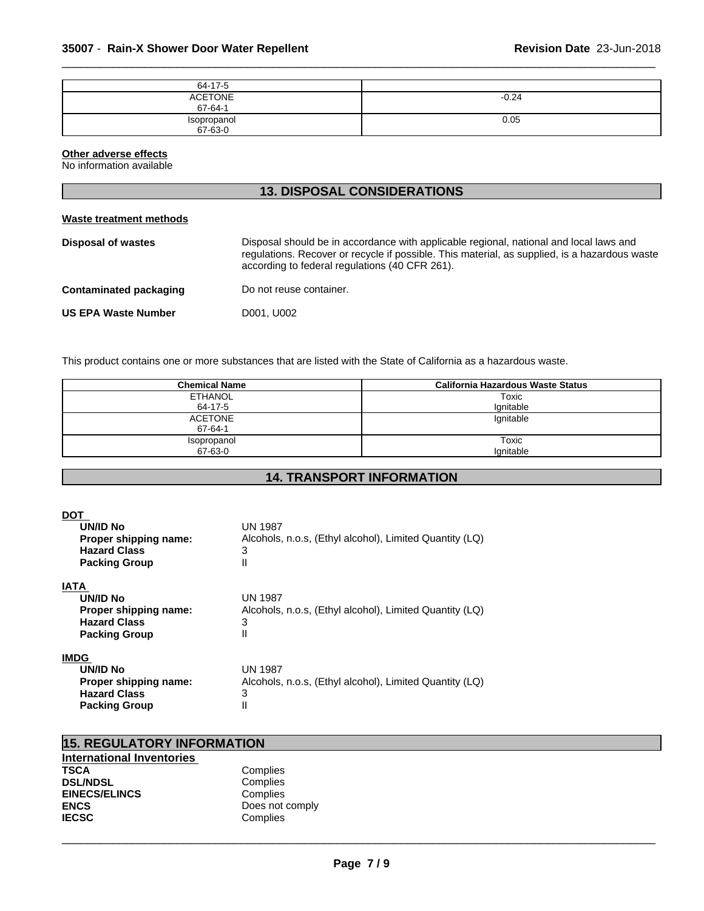| | |
|---|---|
| 64-17-5 | |
| ACETONE 67-64-1 | -0.24 |
| Isopropanol 67-63-0 | 0.05 |

**Other adverse effects**

No information available

## 13. DISPOSAL CONSIDERATIONS

**Waste treatment methods**

**Disposal of wastes** Disposal should be in accordance with applicable regional, national and local laws and regulations. Recover or recycle if possible. This material, as supplied, is a hazardous waste according to federal regulations (40 CFR 261).

**Contaminated packaging** Do not reuse container.

**US EPA Waste Number** D001, U002

This product contains one or more substances that are listed with the State of California as a hazardous waste.

| Chemical Name | California Hazardous Waste Status |
|---|---|
| ETHANOL 64-17-5 | Toxic Ignitable |
| ACETONE 67-64-1 | Ignitable |
| Isopropanol 67-63-0 | Toxic Ignitable |

## 14. TRANSPORT INFORMATION

**DOT**

**UN/ID No** UN 1987
**Proper shipping name:** Alcohols, n.o.s, (Ethyl alcohol), Limited Quantity (LQ)
**Hazard Class** 3
**Packing Group** II

**IATA**

**UN/ID No** UN 1987
**Proper shipping name:** Alcohols, n.o.s, (Ethyl alcohol), Limited Quantity (LQ)
**Hazard Class** 3
**Packing Group** II

**IMDG**

**UN/ID No** UN 1987
**Proper shipping name:** Alcohols, n.o.s, (Ethyl alcohol), Limited Quantity (LQ)
**Hazard Class** 3
**Packing Group** II

## 15. REGULATORY INFORMATION

**International Inventories**

**TSCA** Complies
**DSL/NDSL** Complies
**EINECS/ELINCS** Complies
**ENCS** Does not comply
**IECSC** Complies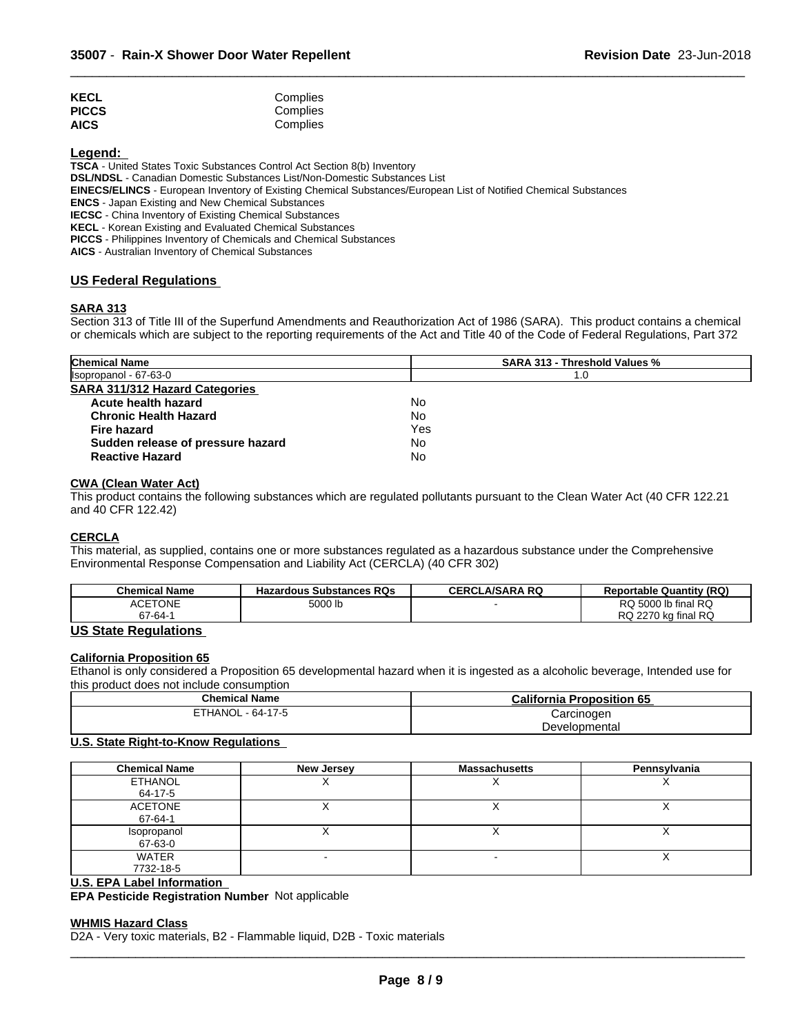| | |
|---|---|
| **KECL** | Complies |
| **PICCS** | Complies |
| **AICS** | Complies |

**Legend:**

**TSCA** - United States Toxic Substances Control Act Section 8(b) Inventory
**DSL/NDSL** - Canadian Domestic Substances List/Non-Domestic Substances List
**EINECS/ELINCS** - European Inventory of Existing Chemical Substances/European List of Notified Chemical Substances
**ENCS** - Japan Existing and New Chemical Substances
**IECSC** - China Inventory of Existing Chemical Substances
**KECL** - Korean Existing and Evaluated Chemical Substances
**PICCS** - Philippines Inventory of Chemicals and Chemical Substances
**AICS** - Australian Inventory of Chemical Substances

## US Federal Regulations

### SARA 313

Section 313 of Title III of the Superfund Amendments and Reauthorization Act of 1986 (SARA). This product contains a chemical or chemicals which are subject to the reporting requirements of the Act and Title 40 of the Code of Federal Regulations, Part 372

| Chemical Name | SARA 313 - Threshold Values % |
|---|---|
| Isopropanol - 67-63-0 | 1.0 |

**SARA 311/312 Hazard Categories**

| | |
|---|---|
| **Acute health hazard** | No |
| **Chronic Health Hazard** | No |
| **Fire hazard** | Yes |
| **Sudden release of pressure hazard** | No |
| **Reactive Hazard** | No |

### CWA (Clean Water Act)

This product contains the following substances which are regulated pollutants pursuant to the Clean Water Act (40 CFR 122.21 and 40 CFR 122.42)

### CERCLA

This material, as supplied, contains one or more substances regulated as a hazardous substance under the Comprehensive Environmental Response Compensation and Liability Act (CERCLA) (40 CFR 302)

| Chemical Name | Hazardous Substances RQs | CERCLA/SARA RQ | Reportable Quantity (RQ) |
|---|---|---|---|
| ACETONE<br>67-64-1 | 5000 lb | - | RQ 5000 lb final RQ<br>RQ 2270 kg final RQ |

## US State Regulations

### California Proposition 65

Ethanol is only considered a Proposition 65 developmental hazard when it is ingested as a alcoholic beverage, Intended use for this product does not include consumption

| Chemical Name | California Proposition 65 |
|---|---|
| ETHANOL - 64-17-5 | Carcinogen<br>Developmental |

### U.S. State Right-to-Know Regulations

| Chemical Name | New Jersey | Massachusetts | Pennsylvania |
|---|---|---|---|
| ETHANOL<br>64-17-5 | X | X | X |
| ACETONE<br>67-64-1 | X | X | X |
| Isopropanol<br>67-63-0 | X | X | X |
| WATER<br>7732-18-5 | - | - | X |

### U.S. EPA Label Information

**EPA Pesticide Registration Number** Not applicable

### WHMIS Hazard Class

D2A - Very toxic materials, B2 - Flammable liquid, D2B - Toxic materials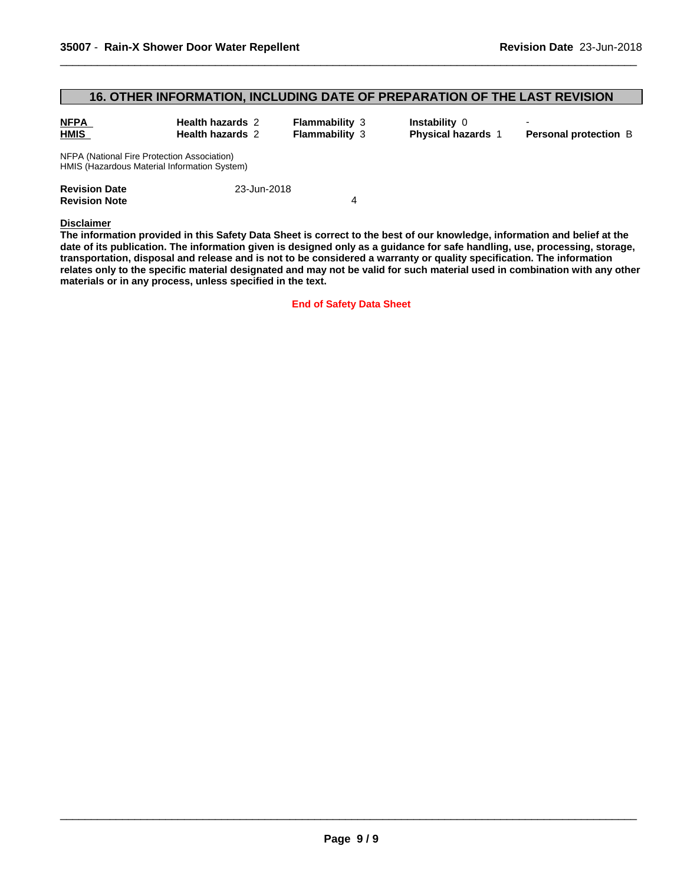## 16. OTHER INFORMATION, INCLUDING DATE OF PREPARATION OF THE LAST REVISION

| | | | | |
|---|---|---|---|---|
| **NFPA** | **Health hazards** 2 | **Flammability** 3 | **Instability** 0 | - |
| **HMIS** | **Health hazards** 2 | **Flammability** 3 | **Physical hazards** 1 | **Personal protection** B |

NFPA (National Fire Protection Association)
HMIS (Hazardous Material Information System)

**Revision Date** 23-Jun-2018
**Revision Note** 4

**Disclaimer**

**The information provided in this Safety Data Sheet is correct to the best of our knowledge, information and belief at the date of its publication. The information given is designed only as a guidance for safe handling, use, processing, storage, transportation, disposal and release and is not to be considered a warranty or quality specification. The information relates only to the specific material designated and may not be valid for such material used in combination with any other materials or in any process, unless specified in the text.**

**End of Safety Data Sheet**